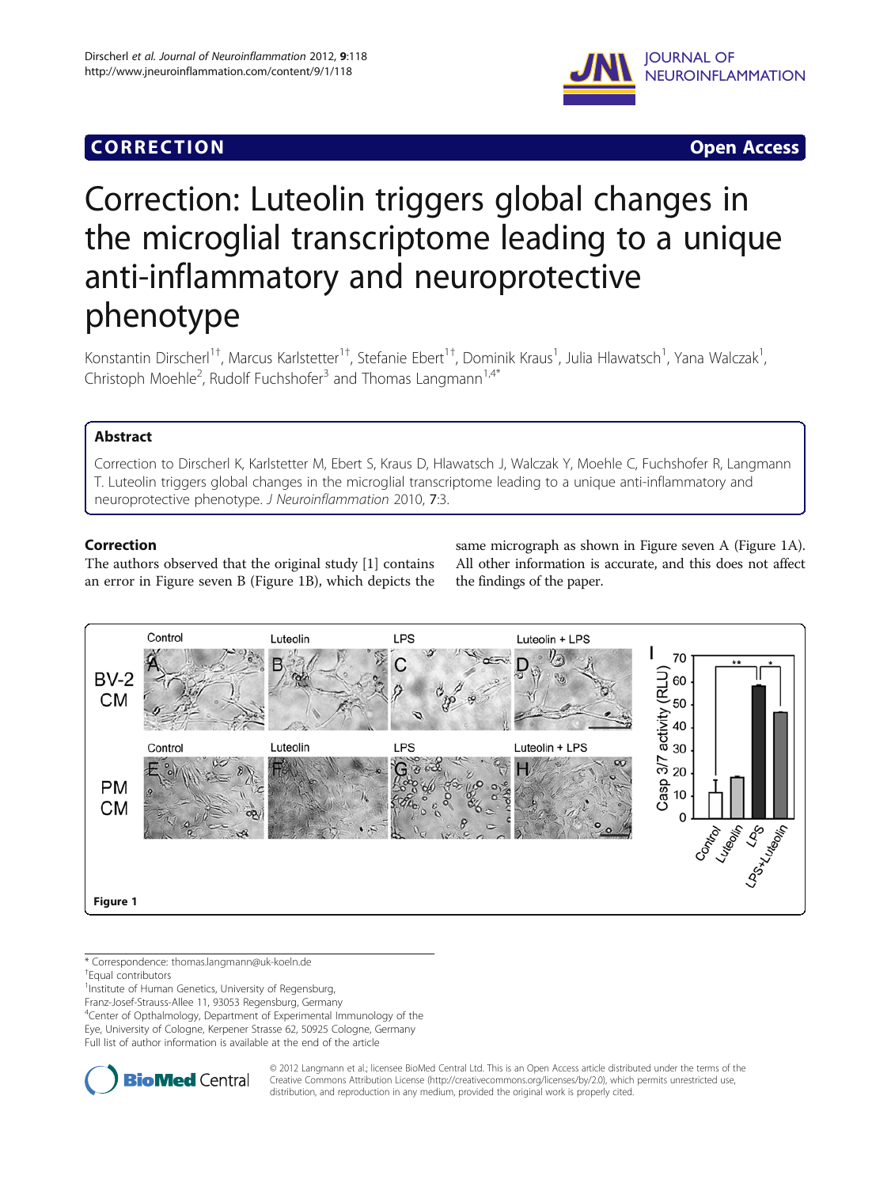**CORRECTION** **Open Access**

# Correction: Luteolin triggers global changes in the microglial transcriptome leading to a unique anti-inflammatory and neuroprotective phenotype

Konstantin Dirscherl[1†], Marcus Karlstetter[1†], Stefanie Ebert[1†], Dominik Kraus[1], Julia Hlawatsch[1], Yana Walczak[1], Christoph Moehle[2], Rudolf Fuchshofer[3] and Thomas Langmann[1,4*]

## Abstract

Correction to Dirscherl K, Karlstetter M, Ebert S, Kraus D, Hlawatsch J, Walczak Y, Moehle C, Fuchshofer R, Langmann T. Luteolin triggers global changes in the microglial transcriptome leading to a unique anti-inflammatory and neuroprotective phenotype. *J Neuroinflammation* 2010, **7**:3.

## Correction

The authors observed that the original study [1] contains an error in Figure seven B (Figure 1B), which depicts the same micrograph as shown in Figure seven A (Figure 1A). All other information is accurate, and this does not affect the findings of the paper.

**Figure 1**

\* Correspondence: thomas.langmann@uk-koeln.de

†Equal contributors

[1]Institute of Human Genetics, University of Regensburg, Franz-Josef-Strauss-Allee 11, 93053 Regensburg, Germany

[4]Center of Opthalmology, Department of Experimental Immunology of the Eye, University of Cologne, Kerpener Strasse 62, 50925 Cologne, Germany

Full list of author information is available at the end of the article

© 2012 Langmann et al.; licensee BioMed Central Ltd. This is an Open Access article distributed under the terms of the Creative Commons Attribution License (http://creativecommons.org/licenses/by/2.0), which permits unrestricted use, distribution, and reproduction in any medium, provided the original work is properly cited.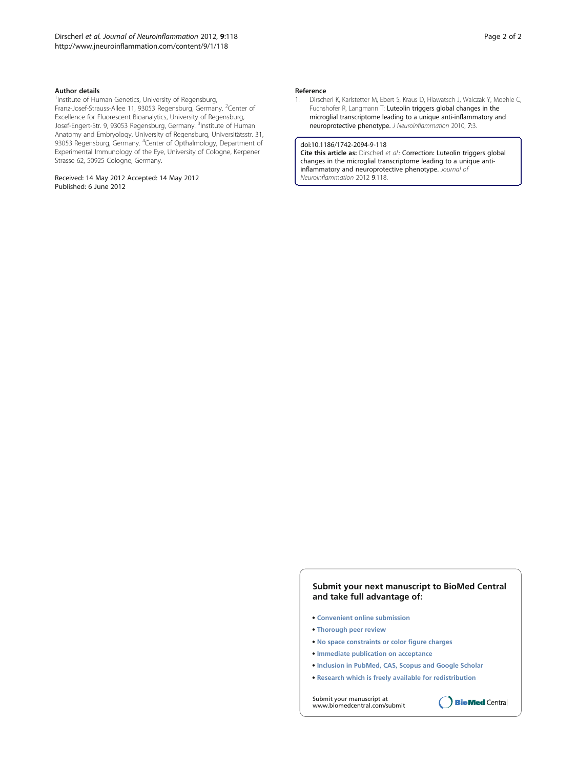#### Author details

[1]Institute of Human Genetics, University of Regensburg, Franz-Josef-Strauss-Allee 11, 93053 Regensburg, Germany. [2]Center of Excellence for Fluorescent Bioanalytics, University of Regensburg, Josef-Engert-Str. 9, 93053 Regensburg, Germany. [3]Institute of Human Anatomy and Embryology, University of Regensburg, Universitätsstr. 31, 93053 Regensburg, Germany. [4]Center of Opthalmology, Department of Experimental Immunology of the Eye, University of Cologne, Kerpener Strasse 62, 50925 Cologne, Germany.

Received: 14 May 2012 Accepted: 14 May 2012
Published: 6 June 2012

#### Reference

1. Dirscherl K, Karlstetter M, Ebert S, Kraus D, Hlawatsch J, Walczak Y, Moehle C, Fuchshofer R, Langmann T: **Luteolin triggers global changes in the microglial transcriptome leading to a unique anti-inflammatory and neuroprotective phenotype.** *J Neuroinflammation* 2010, **7**:3.

doi:10.1186/1742-2094-9-118
**Cite this article as:** Dirscherl *et al.*: Correction: Luteolin triggers global changes in the microglial transcriptome leading to a unique anti-inflammatory and neuroprotective phenotype. *Journal of Neuroinflammation* 2012 **9**:118.

**Submit your next manuscript to BioMed Central and take full advantage of:**

- **Convenient online submission**
- **Thorough peer review**
- **No space constraints or color figure charges**
- **Immediate publication on acceptance**
- **Inclusion in PubMed, CAS, Scopus and Google Scholar**
- **Research which is freely available for redistribution**

Submit your manuscript at
www.biomedcentral.com/submit

BioMed Central